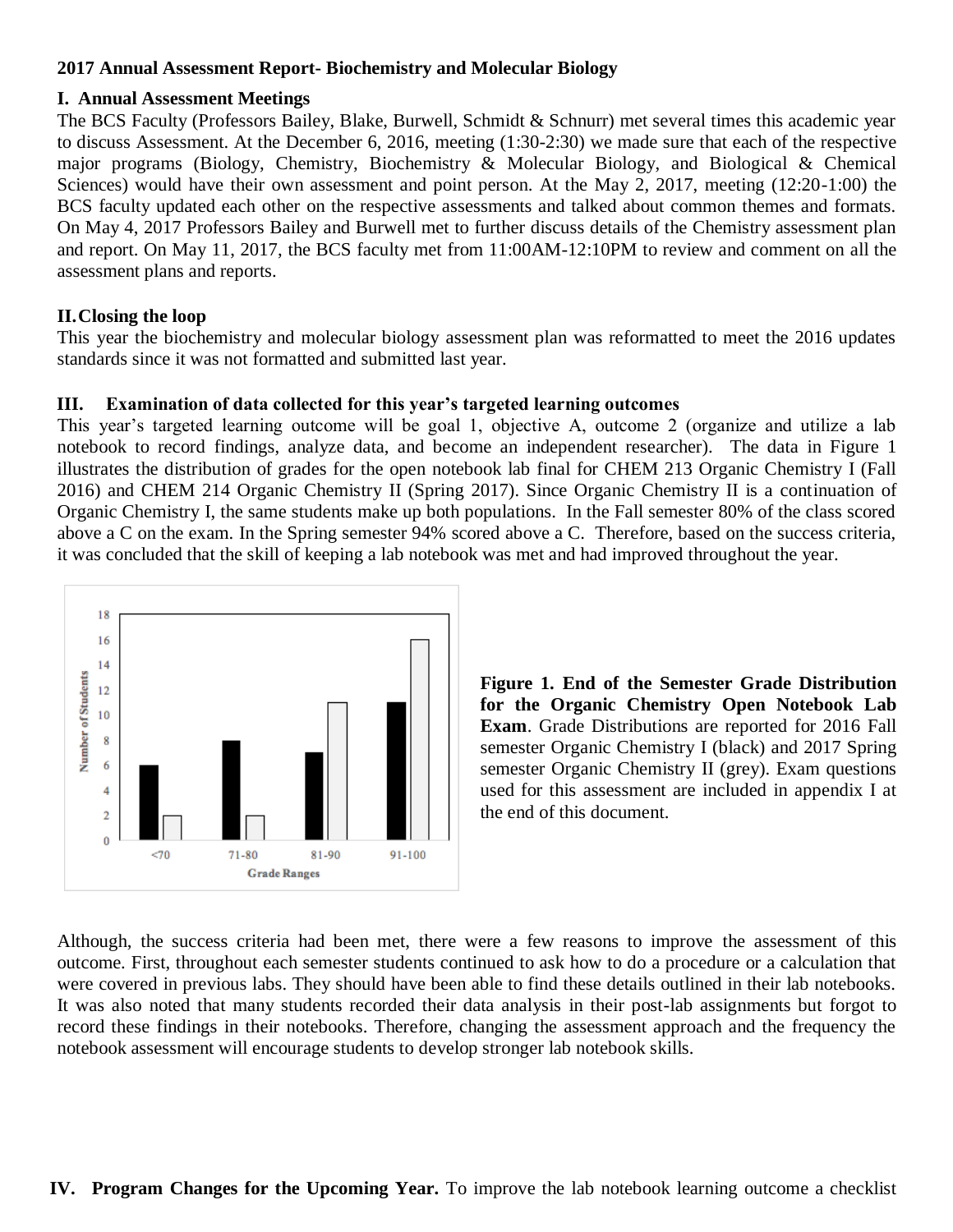**2017 Annual Assessment Report- Biochemistry and Molecular Biology**

**I. Annual Assessment Meetings**

The BCS Faculty (Professors Bailey, Blake, Burwell, Schmidt & Schnurr) met several times this academic year to discuss Assessment. At the December 6, 2016, meeting (1:30-2:30) we made sure that each of the respective major programs (Biology, Chemistry, Biochemistry & Molecular Biology, and Biological & Chemical Sciences) would have their own assessment and point person. At the May 2, 2017, meeting (12:20-1:00) the BCS faculty updated each other on the respective assessments and talked about common themes and formats. On May 4, 2017 Professors Bailey and Burwell met to further discuss details of the Chemistry assessment plan and report. On May 11, 2017, the BCS faculty met from 11:00AM-12:10PM to review and comment on all the assessment plans and reports.

**II. Closing the loop**

This year the biochemistry and molecular biology assessment plan was reformatted to meet the 2016 updates standards since it was not formatted and submitted last year.

**III. Examination of data collected for this year's targeted learning outcomes**

This year's targeted learning outcome will be goal 1, objective A, outcome 2 (organize and utilize a lab notebook to record findings, analyze data, and become an independent researcher). The data in Figure 1 illustrates the distribution of grades for the open notebook lab final for CHEM 213 Organic Chemistry I (Fall 2016) and CHEM 214 Organic Chemistry II (Spring 2017). Since Organic Chemistry II is a continuation of Organic Chemistry I, the same students make up both populations. In the Fall semester 80% of the class scored above a C on the exam. In the Spring semester 94% scored above a C. Therefore, based on the success criteria, it was concluded that the skill of keeping a lab notebook was met and had improved throughout the year.

**Figure 1. End of the Semester Grade Distribution for the Organic Chemistry Open Notebook Lab Exam**. Grade Distributions are reported for 2016 Fall semester Organic Chemistry I (black) and 2017 Spring semester Organic Chemistry II (grey). Exam questions used for this assessment are included in appendix I at the end of this document.

Although, the success criteria had been met, there were a few reasons to improve the assessment of this outcome. First, throughout each semester students continued to ask how to do a procedure or a calculation that were covered in previous labs. They should have been able to find these details outlined in their lab notebooks. It was also noted that many students recorded their data analysis in their post-lab assignments but forgot to record these findings in their notebooks. Therefore, changing the assessment approach and the frequency the notebook assessment will encourage students to develop stronger lab notebook skills.

**IV. Program Changes for the Upcoming Year.** To improve the lab notebook learning outcome a checklist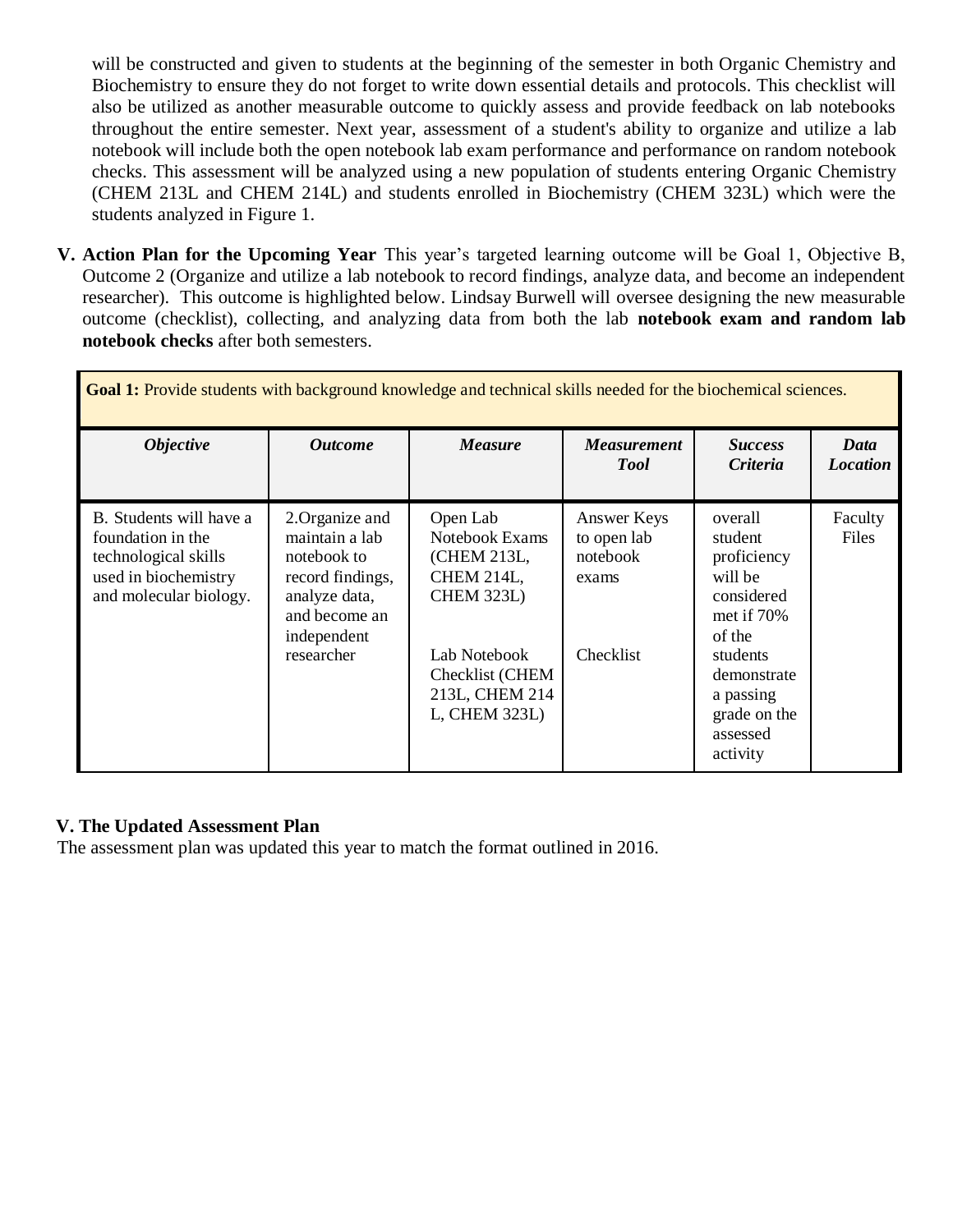will be constructed and given to students at the beginning of the semester in both Organic Chemistry and Biochemistry to ensure they do not forget to write down essential details and protocols. This checklist will also be utilized as another measurable outcome to quickly assess and provide feedback on lab notebooks throughout the entire semester. Next year, assessment of a student's ability to organize and utilize a lab notebook will include both the open notebook lab exam performance and performance on random notebook checks. This assessment will be analyzed using a new population of students entering Organic Chemistry (CHEM 213L and CHEM 214L) and students enrolled in Biochemistry (CHEM 323L) which were the students analyzed in Figure 1.

**V. Action Plan for the Upcoming Year** This year's targeted learning outcome will be Goal 1, Objective B, Outcome 2 (Organize and utilize a lab notebook to record findings, analyze data, and become an independent researcher). This outcome is highlighted below. Lindsay Burwell will oversee designing the new measurable outcome (checklist), collecting, and analyzing data from both the lab **notebook exam and random lab notebook checks** after both semesters.

| **Goal 1:** Provide students with background knowledge and technical skills needed for the biochemical sciences. | | | | | |
|---|---|---|---|---|---|
| ***Objective*** | ***Outcome*** | ***Measure*** | ***Measurement Tool*** | ***Success Criteria*** | ***Data Location*** |
| B. Students will have a foundation in the technological skills used in biochemistry and molecular biology. | 2.Organize and maintain a lab notebook to record findings, analyze data, and become an independent researcher | Open Lab Notebook Exams (CHEM 213L, CHEM 214L, CHEM 323L)<br><br>Lab Notebook Checklist (CHEM 213L, CHEM 214 L, CHEM 323L) | Answer Keys to open lab notebook exams<br><br>Checklist | overall student proficiency will be considered met if 70% of the students demonstrate a passing grade on the assessed activity | Faculty Files |

**V. The Updated Assessment Plan**

The assessment plan was updated this year to match the format outlined in 2016.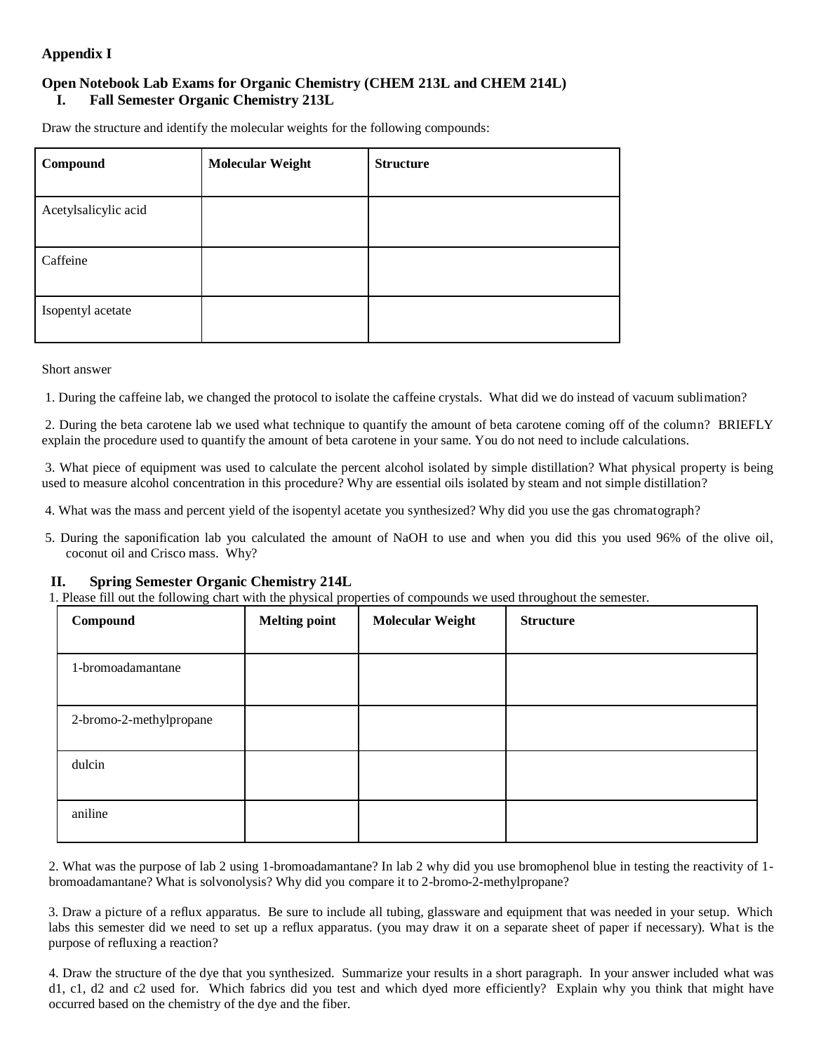**Appendix I**

**Open Notebook Lab Exams for Organic Chemistry (CHEM 213L and CHEM 214L)**

## I. Fall Semester Organic Chemistry 213L

Draw the structure and identify the molecular weights for the following compounds:

| Compound | Molecular Weight | Structure |
|---|---|---|
| Acetylsalicylic acid | | |
| Caffeine | | |
| Isopentyl acetate | | |

Short answer

1. During the caffeine lab, we changed the protocol to isolate the caffeine crystals. What did we do instead of vacuum sublimation?

2. During the beta carotene lab we used what technique to quantify the amount of beta carotene coming off of the column? BRIEFLY explain the procedure used to quantify the amount of beta carotene in your same. You do not need to include calculations.

3. What piece of equipment was used to calculate the percent alcohol isolated by simple distillation? What physical property is being used to measure alcohol concentration in this procedure? Why are essential oils isolated by steam and not simple distillation?

4. What was the mass and percent yield of the isopentyl acetate you synthesized? Why did you use the gas chromatograph?

5. During the saponification lab you calculated the amount of NaOH to use and when you did this you used 96% of the olive oil, coconut oil and Crisco mass. Why?

## II. Spring Semester Organic Chemistry 214L

1. Please fill out the following chart with the physical properties of compounds we used throughout the semester.

| Compound | Melting point | Molecular Weight | Structure |
|---|---|---|---|
| 1-bromoadamantane | | | |
| 2-bromo-2-methylpropane | | | |
| dulcin | | | |
| aniline | | | |

2. What was the purpose of lab 2 using 1-bromoadamantane? In lab 2 why did you use bromophenol blue in testing the reactivity of 1-bromoadamantane? What is solvonolysis? Why did you compare it to 2-bromo-2-methylpropane?

3. Draw a picture of a reflux apparatus. Be sure to include all tubing, glassware and equipment that was needed in your setup. Which labs this semester did we need to set up a reflux apparatus. (you may draw it on a separate sheet of paper if necessary). What is the purpose of refluxing a reaction?

4. Draw the structure of the dye that you synthesized. Summarize your results in a short paragraph. In your answer included what was d1, c1, d2 and c2 used for. Which fabrics did you test and which dyed more efficiently? Explain why you think that might have occurred based on the chemistry of the dye and the fiber.